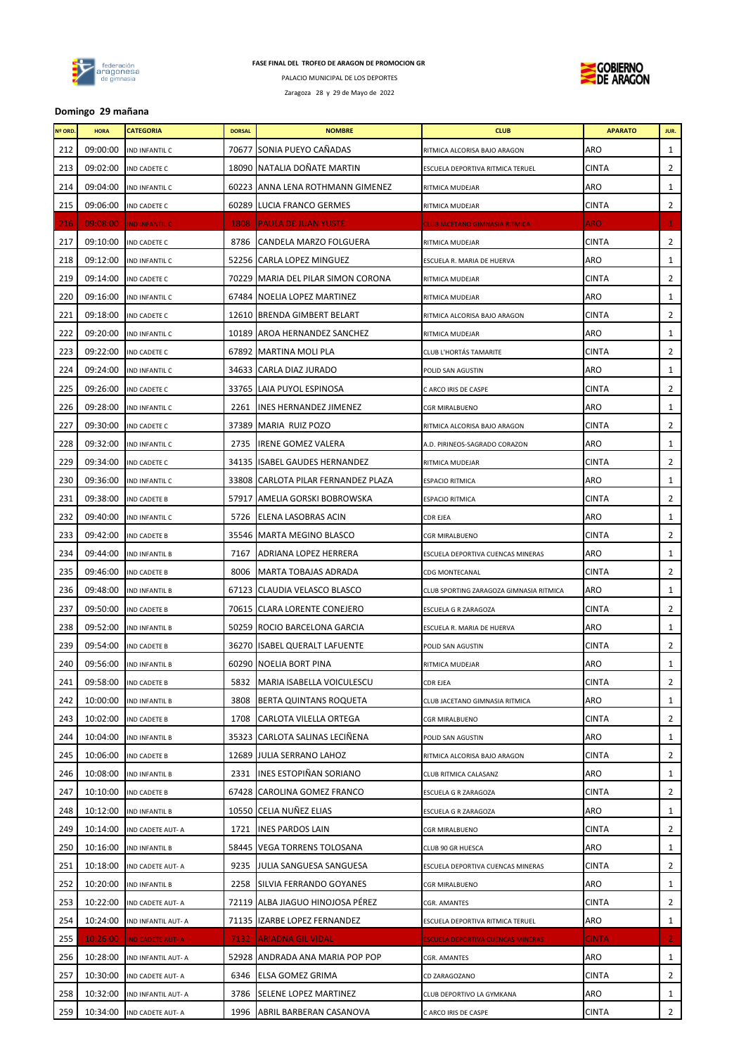**FASE FINAL DEL TROFEO DE ARAGON DE PROMOCION GR**

PALACIO MUNICIPAL DE LOS DEPORTES

Zaragoza 28 y 29 de Mayo de 2022

### Domingo 29 mañana

| Nº ORD. | HORA | CATEGORIA | DORSAL | NOMBRE | CLUB | APARATO | JUR. |
|---|---|---|---|---|---|---|---|
| 212 | 09:00:00 | IND INFANTIL C | 70677 | SONIA PUEYO CAÑADAS | RITMICA ALCORISA BAJO ARAGON | ARO | 1 |
| 213 | 09:02:00 | IND CADETE C | 18090 | NATALIA DOÑATE MARTIN | ESCUELA DEPORTIVA RITMICA TERUEL | CINTA | 2 |
| 214 | 09:04:00 | IND INFANTIL C | 60223 | ANNA LENA ROTHMANN GIMENEZ | RITMICA MUDEJAR | ARO | 1 |
| 215 | 09:06:00 | IND CADETE C | 60289 | LUCIA FRANCO GERMES | RITMICA MUDEJAR | CINTA | 2 |
| 216 | 09:08:00 | IND INFANTIL C | 1808 | PAULA DE JUAN YUSTE | CLUB JACETANO GIMNASIA RITMICA | ARO | 1 |
| 217 | 09:10:00 | IND CADETE C | 8786 | CANDELA MARZO FOLGUERA | RITMICA MUDEJAR | CINTA | 2 |
| 218 | 09:12:00 | IND INFANTIL C | 52256 | CARLA LOPEZ MINGUEZ | ESCUELA R. MARIA DE HUERVA | ARO | 1 |
| 219 | 09:14:00 | IND CADETE C | 70229 | MARIA DEL PILAR SIMON CORONA | RITMICA MUDEJAR | CINTA | 2 |
| 220 | 09:16:00 | IND INFANTIL C | 67484 | NOELIA LOPEZ MARTINEZ | RITMICA MUDEJAR | ARO | 1 |
| 221 | 09:18:00 | IND CADETE C | 12610 | BRENDA GIMBERT BELART | RITMICA ALCORISA BAJO ARAGON | CINTA | 2 |
| 222 | 09:20:00 | IND INFANTIL C | 10189 | AROA HERNANDEZ SANCHEZ | RITMICA MUDEJAR | ARO | 1 |
| 223 | 09:22:00 | IND CADETE C | 67892 | MARTINA MOLI PLA | CLUB L'HORTÁS TAMARITE | CINTA | 2 |
| 224 | 09:24:00 | IND INFANTIL C | 34633 | CARLA DIAZ JURADO | POLID SAN AGUSTIN | ARO | 1 |
| 225 | 09:26:00 | IND CADETE C | 33765 | LAIA PUYOL ESPINOSA | C ARCO IRIS DE CASPE | CINTA | 2 |
| 226 | 09:28:00 | IND INFANTIL C | 2261 | INES HERNANDEZ JIMENEZ | CGR MIRALBUENO | ARO | 1 |
| 227 | 09:30:00 | IND CADETE C | 37389 | MARIA RUIZ POZO | RITMICA ALCORISA BAJO ARAGON | CINTA | 2 |
| 228 | 09:32:00 | IND INFANTIL C | 2735 | IRENE GOMEZ VALERA | A.D. PIRINEOS-SAGRADO CORAZON | ARO | 1 |
| 229 | 09:34:00 | IND CADETE C | 34135 | ISABEL GAUDES HERNANDEZ | RITMICA MUDEJAR | CINTA | 2 |
| 230 | 09:36:00 | IND INFANTIL C | 33808 | CARLOTA PILAR FERNANDEZ PLAZA | ESPACIO RITMICA | ARO | 1 |
| 231 | 09:38:00 | IND CADETE B | 57917 | AMELIA GORSKI BOBROWSKA | ESPACIO RITMICA | CINTA | 2 |
| 232 | 09:40:00 | IND INFANTIL C | 5726 | ELENA LASOBRAS ACIN | CDR EJEA | ARO | 1 |
| 233 | 09:42:00 | IND CADETE B | 35546 | MARTA MEGINO BLASCO | CGR MIRALBUENO | CINTA | 2 |
| 234 | 09:44:00 | IND INFANTIL B | 7167 | ADRIANA LOPEZ HERRERA | ESCUELA DEPORTIVA CUENCAS MINERAS | ARO | 1 |
| 235 | 09:46:00 | IND CADETE B | 8006 | MARTA TOBAJAS ADRADA | CDG MONTECANAL | CINTA | 2 |
| 236 | 09:48:00 | IND INFANTIL B | 67123 | CLAUDIA VELASCO BLASCO | CLUB SPORTING ZARAGOZA GIMNASIA RITMICA | ARO | 1 |
| 237 | 09:50:00 | IND CADETE B | 70615 | CLARA LORENTE CONEJERO | ESCUELA G R ZARAGOZA | CINTA | 2 |
| 238 | 09:52:00 | IND INFANTIL B | 50259 | ROCIO BARCELONA GARCIA | ESCUELA R. MARIA DE HUERVA | ARO | 1 |
| 239 | 09:54:00 | IND CADETE B | 36270 | ISABEL QUERALT LAFUENTE | POLID SAN AGUSTIN | CINTA | 2 |
| 240 | 09:56:00 | IND INFANTIL B | 60290 | NOELIA BORT PINA | RITMICA MUDEJAR | ARO | 1 |
| 241 | 09:58:00 | IND CADETE B | 5832 | MARIA ISABELLA VOICULESCU | CDR EJEA | CINTA | 2 |
| 242 | 10:00:00 | IND INFANTIL B | 3808 | BERTA QUINTANS ROQUETA | CLUB JACETANO GIMNASIA RITMICA | ARO | 1 |
| 243 | 10:02:00 | IND CADETE B | 1708 | CARLOTA VILELLA ORTEGA | CGR MIRALBUENO | CINTA | 2 |
| 244 | 10:04:00 | IND INFANTIL B | 35323 | CARLOTA SALINAS LECIÑENA | POLID SAN AGUSTIN | ARO | 1 |
| 245 | 10:06:00 | IND CADETE B | 12689 | JULIA SERRANO LAHOZ | RITMICA ALCORISA BAJO ARAGON | CINTA | 2 |
| 246 | 10:08:00 | IND INFANTIL B | 2331 | INES ESTOPIÑAN SORIANO | CLUB RITMICA CALASANZ | ARO | 1 |
| 247 | 10:10:00 | IND CADETE B | 67428 | CAROLINA GOMEZ FRANCO | ESCUELA G R ZARAGOZA | CINTA | 2 |
| 248 | 10:12:00 | IND INFANTIL B | 10550 | CELIA NUÑEZ ELIAS | ESCUELA G R ZARAGOZA | ARO | 1 |
| 249 | 10:14:00 | IND CADETE AUT- A | 1721 | INES PARDOS LAIN | CGR MIRALBUENO | CINTA | 2 |
| 250 | 10:16:00 | IND INFANTIL B | 58445 | VEGA TORRENS TOLOSANA | CLUB 90 GR HUESCA | ARO | 1 |
| 251 | 10:18:00 | IND CADETE AUT- A | 9235 | JULIA SANGUESA SANGUESA | ESCUELA DEPORTIVA CUENCAS MINERAS | CINTA | 2 |
| 252 | 10:20:00 | IND INFANTIL B | 2258 | SILVIA FERRANDO GOYANES | CGR MIRALBUENO | ARO | 1 |
| 253 | 10:22:00 | IND CADETE AUT- A | 72119 | ALBA JIAGUO HINOJOSA PÉREZ | CGR. AMANTES | CINTA | 2 |
| 254 | 10:24:00 | IND INFANTIL AUT- A | 71135 | IZARBE LOPEZ FERNANDEZ | ESCUELA DEPORTIVA RITMICA TERUEL | ARO | 1 |
| 255 | 10:26:00 | IND CADETE AUT- A | 7132 | ARIADNA GIL VIDAL | ESCUELA DEPORTIVA CUENCAS MINERAS | CINTA | 2 |
| 256 | 10:28:00 | IND INFANTIL AUT- A | 52928 | ANDRADA ANA MARIA POP POP | CGR. AMANTES | ARO | 1 |
| 257 | 10:30:00 | IND CADETE AUT- A | 6346 | ELSA GOMEZ GRIMA | CD ZARAGOZANO | CINTA | 2 |
| 258 | 10:32:00 | IND INFANTIL AUT- A | 3786 | SELENE LOPEZ MARTINEZ | CLUB DEPORTIVO LA GYMKANA | ARO | 1 |
| 259 | 10:34:00 | IND CADETE AUT- A | 1996 | ABRIL BARBERAN CASANOVA | C ARCO IRIS DE CASPE | CINTA | 2 |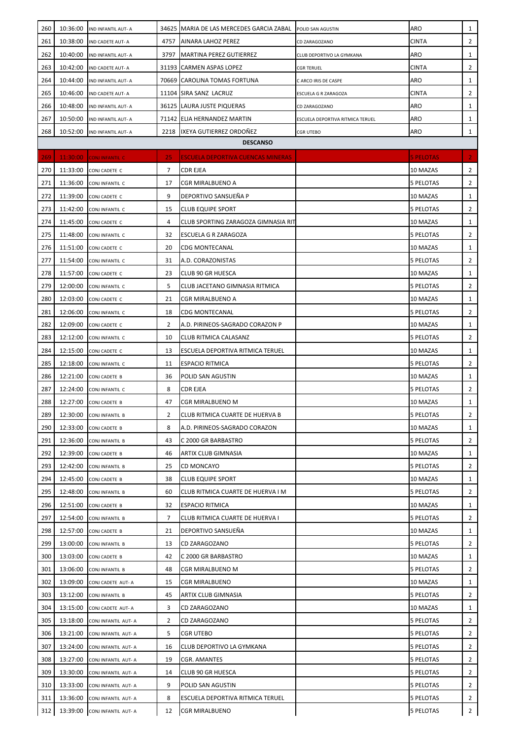| 260 | 10:36:00 | IND INFANTIL AUT- A | 34625 | MARIA DE LAS MERCEDES GARCIA ZABAL | POLID SAN AGUSTIN | ARO | 1 |
|---|---|---|---|---|---|---|---|
| 261 | 10:38:00 | IND CADETE AUT- A | 4757 | AINARA LAHOZ PEREZ | CD ZARAGOZANO | CINTA | 2 |
| 262 | 10:40:00 | IND INFANTIL AUT- A | 3797 | MARTINA PEREZ GUTIERREZ | CLUB DEPORTIVO LA GYMKANA | ARO | 1 |
| 263 | 10:42:00 | IND CADETE AUT- A | 31193 | CARMEN ASPAS LOPEZ | CGR TERUEL | CINTA | 2 |
| 264 | 10:44:00 | IND INFANTIL AUT- A | 70669 | CAROLINA TOMAS FORTUNA | C ARCO IRIS DE CASPE | ARO | 1 |
| 265 | 10:46:00 | IND CADETE AUT- A | 11104 | SIRA SANZ LACRUZ | ESCUELA G R ZARAGOZA | CINTA | 2 |
| 266 | 10:48:00 | IND INFANTIL AUT- A | 36125 | LAURA JUSTE PIQUERAS | CD ZARAGOZANO | ARO | 1 |
| 267 | 10:50:00 | IND INFANTIL AUT- A | 71142 | ELIA HERNANDEZ MARTIN | ESCUELA DEPORTIVA RITMICA TERUEL | ARO | 1 |
| 268 | 10:52:00 | IND INFANTIL AUT- A | 2218 | IXEYA GUTIERREZ ORDOÑEZ | CGR UTEBO | ARO | 1 |
| | | | | **DESCANSO** | | | |
| 269 | 11:30:00 | CONJ INFANTIL C | 25 | ESCUELA DEPORTIVA CUENCAS MINERAS | | 5 PELOTAS | 2 |
| 270 | 11:33:00 | CONJ CADETE C | 7 | CDR EJEA | | 10 MAZAS | 2 |
| 271 | 11:36:00 | CONJ INFANTIL C | 17 | CGR MIRALBUENO A | | 5 PELOTAS | 2 |
| 272 | 11:39:00 | CONJ CADETE C | 9 | DEPORTIVO SANSUEÑA P | | 10 MAZAS | 1 |
| 273 | 11:42:00 | CONJ INFANTIL C | 15 | CLUB EQUIPE SPORT | | 5 PELOTAS | 2 |
| 274 | 11:45:00 | CONJ CADETE C | 4 | CLUB SPORTING ZARAGOZA GIMNASIA RIT | | 10 MAZAS | 1 |
| 275 | 11:48:00 | CONJ INFANTIL C | 32 | ESCUELA G R ZARAGOZA | | 5 PELOTAS | 2 |
| 276 | 11:51:00 | CONJ CADETE C | 20 | CDG MONTECANAL | | 10 MAZAS | 1 |
| 277 | 11:54:00 | CONJ INFANTIL C | 31 | A.D. CORAZONISTAS | | 5 PELOTAS | 2 |
| 278 | 11:57:00 | CONJ CADETE C | 23 | CLUB 90 GR HUESCA | | 10 MAZAS | 1 |
| 279 | 12:00:00 | CONJ INFANTIL C | 5 | CLUB JACETANO GIMNASIA RITMICA | | 5 PELOTAS | 2 |
| 280 | 12:03:00 | CONJ CADETE C | 21 | CGR MIRALBUENO A | | 10 MAZAS | 1 |
| 281 | 12:06:00 | CONJ INFANTIL C | 18 | CDG MONTECANAL | | 5 PELOTAS | 2 |
| 282 | 12:09:00 | CONJ CADETE C | 2 | A.D. PIRINEOS-SAGRADO CORAZON P | | 10 MAZAS | 1 |
| 283 | 12:12:00 | CONJ INFANTIL C | 10 | CLUB RITMICA CALASANZ | | 5 PELOTAS | 2 |
| 284 | 12:15:00 | CONJ CADETE C | 13 | ESCUELA DEPORTIVA RITMICA TERUEL | | 10 MAZAS | 1 |
| 285 | 12:18:00 | CONJ INFANTIL C | 11 | ESPACIO RITMICA | | 5 PELOTAS | 2 |
| 286 | 12:21:00 | CONJ CADETE B | 36 | POLID SAN AGUSTIN | | 10 MAZAS | 1 |
| 287 | 12:24:00 | CONJ INFANTIL C | 8 | CDR EJEA | | 5 PELOTAS | 2 |
| 288 | 12:27:00 | CONJ CADETE B | 47 | CGR MIRALBUENO M | | 10 MAZAS | 1 |
| 289 | 12:30:00 | CONJ INFANTIL B | 2 | CLUB RITMICA CUARTE DE HUERVA B | | 5 PELOTAS | 2 |
| 290 | 12:33:00 | CONJ CADETE B | 8 | A.D. PIRINEOS-SAGRADO CORAZON | | 10 MAZAS | 1 |
| 291 | 12:36:00 | CONJ INFANTIL B | 43 | C 2000 GR BARBASTRO | | 5 PELOTAS | 2 |
| 292 | 12:39:00 | CONJ CADETE B | 46 | ARTIX CLUB GIMNASIA | | 10 MAZAS | 1 |
| 293 | 12:42:00 | CONJ INFANTIL B | 25 | CD MONCAYO | | 5 PELOTAS | 2 |
| 294 | 12:45:00 | CONJ CADETE B | 38 | CLUB EQUIPE SPORT | | 10 MAZAS | 1 |
| 295 | 12:48:00 | CONJ INFANTIL B | 60 | CLUB RITMICA CUARTE DE HUERVA I M | | 5 PELOTAS | 2 |
| 296 | 12:51:00 | CONJ CADETE B | 32 | ESPACIO RITMICA | | 10 MAZAS | 1 |
| 297 | 12:54:00 | CONJ INFANTIL B | 7 | CLUB RITMICA CUARTE DE HUERVA I | | 5 PELOTAS | 2 |
| 298 | 12:57:00 | CONJ CADETE B | 21 | DEPORTIVO SANSUEÑA | | 10 MAZAS | 1 |
| 299 | 13:00:00 | CONJ INFANTIL B | 13 | CD ZARAGOZANO | | 5 PELOTAS | 2 |
| 300 | 13:03:00 | CONJ CADETE B | 42 | C 2000 GR BARBASTRO | | 10 MAZAS | 1 |
| 301 | 13:06:00 | CONJ INFANTIL B | 48 | CGR MIRALBUENO M | | 5 PELOTAS | 2 |
| 302 | 13:09:00 | CONJ CADETE AUT- A | 15 | CGR MIRALBUENO | | 10 MAZAS | 1 |
| 303 | 13:12:00 | CONJ INFANTIL B | 45 | ARTIX CLUB GIMNASIA | | 5 PELOTAS | 2 |
| 304 | 13:15:00 | CONJ CADETE AUT- A | 3 | CD ZARAGOZANO | | 10 MAZAS | 1 |
| 305 | 13:18:00 | CONJ INFANTIL AUT- A | 2 | CD ZARAGOZANO | | 5 PELOTAS | 2 |
| 306 | 13:21:00 | CONJ INFANTIL AUT- A | 5 | CGR UTEBO | | 5 PELOTAS | 2 |
| 307 | 13:24:00 | CONJ INFANTIL AUT- A | 16 | CLUB DEPORTIVO LA GYMKANA | | 5 PELOTAS | 2 |
| 308 | 13:27:00 | CONJ INFANTIL AUT- A | 19 | CGR. AMANTES | | 5 PELOTAS | 2 |
| 309 | 13:30:00 | CONJ INFANTIL AUT- A | 14 | CLUB 90 GR HUESCA | | 5 PELOTAS | 2 |
| 310 | 13:33:00 | CONJ INFANTIL AUT- A | 9 | POLID SAN AGUSTIN | | 5 PELOTAS | 2 |
| 311 | 13:36:00 | CONJ INFANTIL AUT- A | 8 | ESCUELA DEPORTIVA RITMICA TERUEL | | 5 PELOTAS | 2 |
| 312 | 13:39:00 | CONJ INFANTIL AUT- A | 12 | CGR MIRALBUENO | | 5 PELOTAS | 2 |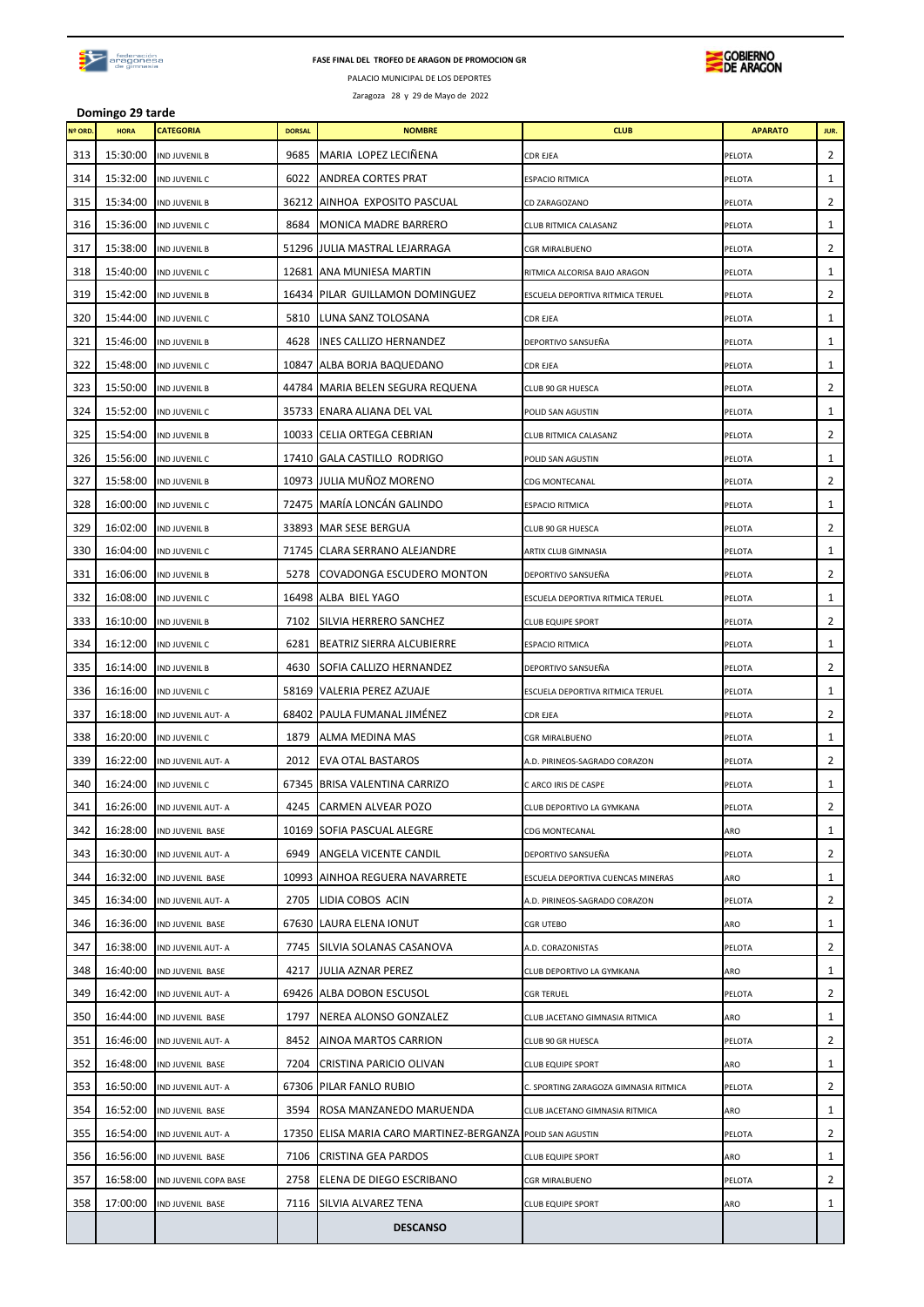**FASE FINAL DEL TROFEO DE ARAGON DE PROMOCION GR**

PALACIO MUNICIPAL DE LOS DEPORTES

Zaragoza 28 y 29 de Mayo de 2022

**Domingo 29 tarde**

| Nº ORD. | HORA | CATEGORIA | DORSAL | NOMBRE | CLUB | APARATO | JUR. |
|---|---|---|---|---|---|---|---|
| 313 | 15:30:00 | IND JUVENIL B | 9685 | MARIA LOPEZ LECIÑENA | CDR EJEA | PELOTA | 2 |
| 314 | 15:32:00 | IND JUVENIL C | 6022 | ANDREA CORTES PRAT | ESPACIO RITMICA | PELOTA | 1 |
| 315 | 15:34:00 | IND JUVENIL B | 36212 | AINHOA EXPOSITO PASCUAL | CD ZARAGOZANO | PELOTA | 2 |
| 316 | 15:36:00 | IND JUVENIL C | 8684 | MONICA MADRE BARRERO | CLUB RITMICA CALASANZ | PELOTA | 1 |
| 317 | 15:38:00 | IND JUVENIL B | 51296 | JULIA MASTRAL LEJARRAGA | CGR MIRALBUENO | PELOTA | 2 |
| 318 | 15:40:00 | IND JUVENIL C | 12681 | ANA MUNIESA MARTIN | RITMICA ALCORISA BAJO ARAGON | PELOTA | 1 |
| 319 | 15:42:00 | IND JUVENIL B | 16434 | PILAR GUILLAMON DOMINGUEZ | ESCUELA DEPORTIVA RITMICA TERUEL | PELOTA | 2 |
| 320 | 15:44:00 | IND JUVENIL C | 5810 | LUNA SANZ TOLOSANA | CDR EJEA | PELOTA | 1 |
| 321 | 15:46:00 | IND JUVENIL B | 4628 | INES CALLIZO HERNANDEZ | DEPORTIVO SANSUEÑA | PELOTA | 1 |
| 322 | 15:48:00 | IND JUVENIL C | 10847 | ALBA BORJA BAQUEDANO | CDR EJEA | PELOTA | 1 |
| 323 | 15:50:00 | IND JUVENIL B | 44784 | MARIA BELEN SEGURA REQUENA | CLUB 90 GR HUESCA | PELOTA | 2 |
| 324 | 15:52:00 | IND JUVENIL C | 35733 | ENARA ALIANA DEL VAL | POLID SAN AGUSTIN | PELOTA | 1 |
| 325 | 15:54:00 | IND JUVENIL B | 10033 | CELIA ORTEGA CEBRIAN | CLUB RITMICA CALASANZ | PELOTA | 2 |
| 326 | 15:56:00 | IND JUVENIL C | 17410 | GALA CASTILLO RODRIGO | POLID SAN AGUSTIN | PELOTA | 1 |
| 327 | 15:58:00 | IND JUVENIL B | 10973 | JULIA MUÑOZ MORENO | CDG MONTECANAL | PELOTA | 2 |
| 328 | 16:00:00 | IND JUVENIL C | 72475 | MARÍA LONCÁN GALINDO | ESPACIO RITMICA | PELOTA | 1 |
| 329 | 16:02:00 | IND JUVENIL B | 33893 | MAR SESE BERGUA | CLUB 90 GR HUESCA | PELOTA | 2 |
| 330 | 16:04:00 | IND JUVENIL C | 71745 | CLARA SERRANO ALEJANDRE | ARTIX CLUB GIMNASIA | PELOTA | 1 |
| 331 | 16:06:00 | IND JUVENIL B | 5278 | COVADONGA ESCUDERO MONTON | DEPORTIVO SANSUEÑA | PELOTA | 2 |
| 332 | 16:08:00 | IND JUVENIL C | 16498 | ALBA BIEL YAGO | ESCUELA DEPORTIVA RITMICA TERUEL | PELOTA | 1 |
| 333 | 16:10:00 | IND JUVENIL B | 7102 | SILVIA HERRERO SANCHEZ | CLUB EQUIPE SPORT | PELOTA | 2 |
| 334 | 16:12:00 | IND JUVENIL C | 6281 | BEATRIZ SIERRA ALCUBIERRE | ESPACIO RITMICA | PELOTA | 1 |
| 335 | 16:14:00 | IND JUVENIL B | 4630 | SOFIA CALLIZO HERNANDEZ | DEPORTIVO SANSUEÑA | PELOTA | 2 |
| 336 | 16:16:00 | IND JUVENIL C | 58169 | VALERIA PEREZ AZUAJE | ESCUELA DEPORTIVA RITMICA TERUEL | PELOTA | 1 |
| 337 | 16:18:00 | IND JUVENIL AUT- A | 68402 | PAULA FUMANAL JIMÉNEZ | CDR EJEA | PELOTA | 2 |
| 338 | 16:20:00 | IND JUVENIL C | 1879 | ALMA MEDINA MAS | CGR MIRALBUENO | PELOTA | 1 |
| 339 | 16:22:00 | IND JUVENIL AUT- A | 2012 | EVA OTAL BASTAROS | A.D. PIRINEOS-SAGRADO CORAZON | PELOTA | 2 |
| 340 | 16:24:00 | IND JUVENIL C | 67345 | BRISA VALENTINA CARRIZO | C ARCO IRIS DE CASPE | PELOTA | 1 |
| 341 | 16:26:00 | IND JUVENIL AUT- A | 4245 | CARMEN ALVEAR POZO | CLUB DEPORTIVO LA GYMKANA | PELOTA | 2 |
| 342 | 16:28:00 | IND JUVENIL BASE | 10169 | SOFIA PASCUAL ALEGRE | CDG MONTECANAL | ARO | 1 |
| 343 | 16:30:00 | IND JUVENIL AUT- A | 6949 | ANGELA VICENTE CANDIL | DEPORTIVO SANSUEÑA | PELOTA | 2 |
| 344 | 16:32:00 | IND JUVENIL BASE | 10993 | AINHOA REGUERA NAVARRETE | ESCUELA DEPORTIVA CUENCAS MINERAS | ARO | 1 |
| 345 | 16:34:00 | IND JUVENIL AUT- A | 2705 | LIDIA COBOS ACIN | A.D. PIRINEOS-SAGRADO CORAZON | PELOTA | 2 |
| 346 | 16:36:00 | IND JUVENIL BASE | 67630 | LAURA ELENA IONUT | CGR UTEBO | ARO | 1 |
| 347 | 16:38:00 | IND JUVENIL AUT- A | 7745 | SILVIA SOLANAS CASANOVA | A.D. CORAZONISTAS | PELOTA | 2 |
| 348 | 16:40:00 | IND JUVENIL BASE | 4217 | JULIA AZNAR PEREZ | CLUB DEPORTIVO LA GYMKANA | ARO | 1 |
| 349 | 16:42:00 | IND JUVENIL AUT- A | 69426 | ALBA DOBON ESCUSOL | CGR TERUEL | PELOTA | 2 |
| 350 | 16:44:00 | IND JUVENIL BASE | 1797 | NEREA ALONSO GONZALEZ | CLUB JACETANO GIMNASIA RITMICA | ARO | 1 |
| 351 | 16:46:00 | IND JUVENIL AUT- A | 8452 | AINOA MARTOS CARRION | CLUB 90 GR HUESCA | PELOTA | 2 |
| 352 | 16:48:00 | IND JUVENIL BASE | 7204 | CRISTINA PARICIO OLIVAN | CLUB EQUIPE SPORT | ARO | 1 |
| 353 | 16:50:00 | IND JUVENIL AUT- A | 67306 | PILAR FANLO RUBIO | C. SPORTING ZARAGOZA GIMNASIA RITMICA | PELOTA | 2 |
| 354 | 16:52:00 | IND JUVENIL BASE | 3594 | ROSA MANZANEDO MARUENDA | CLUB JACETANO GIMNASIA RITMICA | ARO | 1 |
| 355 | 16:54:00 | IND JUVENIL AUT- A | 17350 | ELISA MARIA CARO MARTINEZ-BERGANZA | POLID SAN AGUSTIN | PELOTA | 2 |
| 356 | 16:56:00 | IND JUVENIL BASE | 7106 | CRISTINA GEA PARDOS | CLUB EQUIPE SPORT | ARO | 1 |
| 357 | 16:58:00 | IND JUVENIL COPA BASE | 2758 | ELENA DE DIEGO ESCRIBANO | CGR MIRALBUENO | PELOTA | 2 |
| 358 | 17:00:00 | IND JUVENIL BASE | 7116 | SILVIA ALVAREZ TENA | CLUB EQUIPE SPORT | ARO | 1 |
| | | | | **DESCANSO** | | | |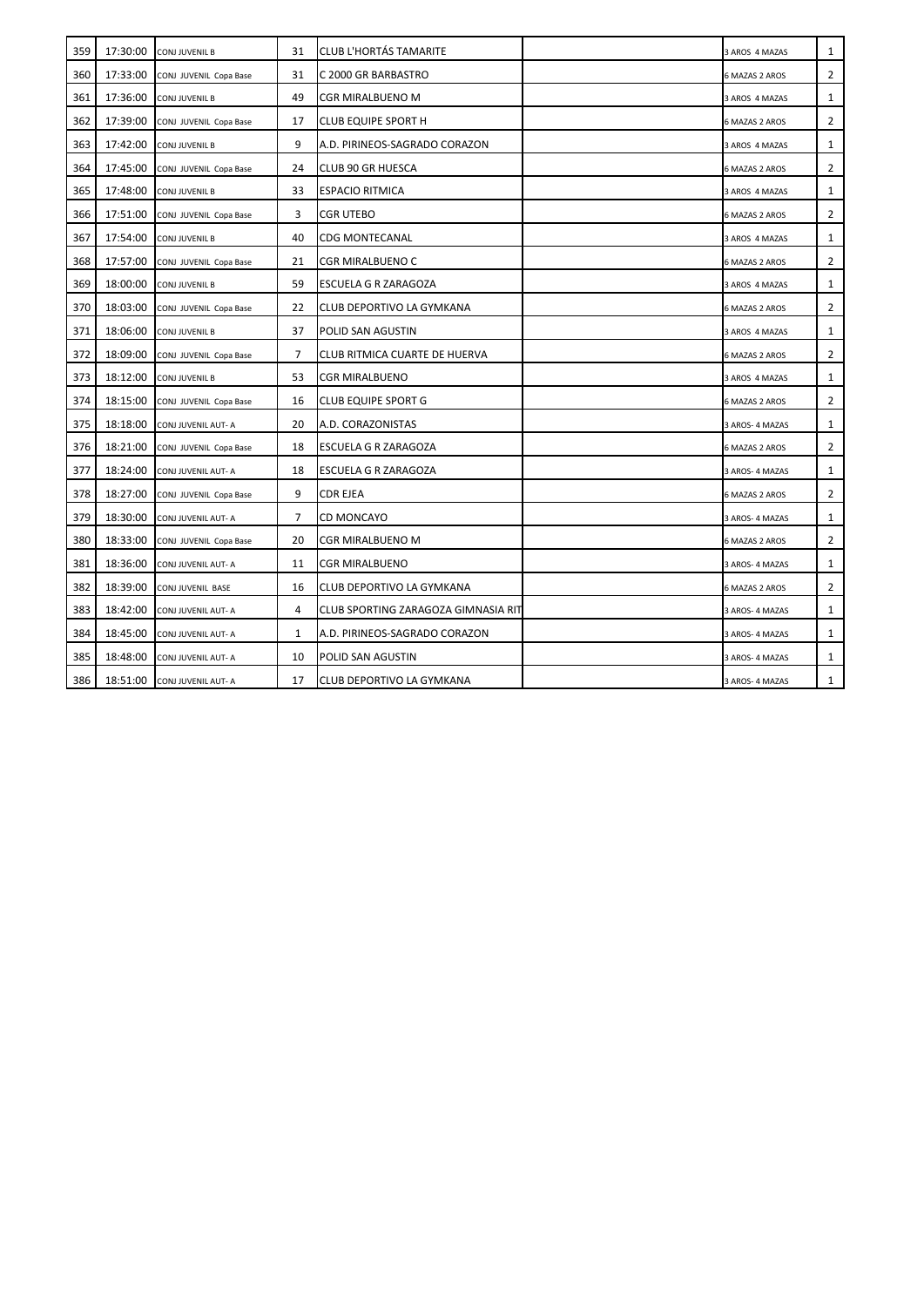| | | | | | | | |
|---|---|---|---|---|---|---|---|
| 359 | 17:30:00 | CONJ JUVENIL B | 31 | CLUB L'HORTÁS TAMARITE | | 3 AROS 4 MAZAS | 1 |
| 360 | 17:33:00 | CONJ JUVENIL Copa Base | 31 | C 2000 GR BARBASTRO | | 6 MAZAS 2 AROS | 2 |
| 361 | 17:36:00 | CONJ JUVENIL B | 49 | CGR MIRALBUENO M | | 3 AROS 4 MAZAS | 1 |
| 362 | 17:39:00 | CONJ JUVENIL Copa Base | 17 | CLUB EQUIPE SPORT H | | 6 MAZAS 2 AROS | 2 |
| 363 | 17:42:00 | CONJ JUVENIL B | 9 | A.D. PIRINEOS-SAGRADO CORAZON | | 3 AROS 4 MAZAS | 1 |
| 364 | 17:45:00 | CONJ JUVENIL Copa Base | 24 | CLUB 90 GR HUESCA | | 6 MAZAS 2 AROS | 2 |
| 365 | 17:48:00 | CONJ JUVENIL B | 33 | ESPACIO RITMICA | | 3 AROS 4 MAZAS | 1 |
| 366 | 17:51:00 | CONJ JUVENIL Copa Base | 3 | CGR UTEBO | | 6 MAZAS 2 AROS | 2 |
| 367 | 17:54:00 | CONJ JUVENIL B | 40 | CDG MONTECANAL | | 3 AROS 4 MAZAS | 1 |
| 368 | 17:57:00 | CONJ JUVENIL Copa Base | 21 | CGR MIRALBUENO C | | 6 MAZAS 2 AROS | 2 |
| 369 | 18:00:00 | CONJ JUVENIL B | 59 | ESCUELA G R ZARAGOZA | | 3 AROS 4 MAZAS | 1 |
| 370 | 18:03:00 | CONJ JUVENIL Copa Base | 22 | CLUB DEPORTIVO LA GYMKANA | | 6 MAZAS 2 AROS | 2 |
| 371 | 18:06:00 | CONJ JUVENIL B | 37 | POLID SAN AGUSTIN | | 3 AROS 4 MAZAS | 1 |
| 372 | 18:09:00 | CONJ JUVENIL Copa Base | 7 | CLUB RITMICA CUARTE DE HUERVA | | 6 MAZAS 2 AROS | 2 |
| 373 | 18:12:00 | CONJ JUVENIL B | 53 | CGR MIRALBUENO | | 3 AROS 4 MAZAS | 1 |
| 374 | 18:15:00 | CONJ JUVENIL Copa Base | 16 | CLUB EQUIPE SPORT G | | 6 MAZAS 2 AROS | 2 |
| 375 | 18:18:00 | CONJ JUVENIL AUT- A | 20 | A.D. CORAZONISTAS | | 3 AROS- 4 MAZAS | 1 |
| 376 | 18:21:00 | CONJ JUVENIL Copa Base | 18 | ESCUELA G R ZARAGOZA | | 6 MAZAS 2 AROS | 2 |
| 377 | 18:24:00 | CONJ JUVENIL AUT- A | 18 | ESCUELA G R ZARAGOZA | | 3 AROS- 4 MAZAS | 1 |
| 378 | 18:27:00 | CONJ JUVENIL Copa Base | 9 | CDR EJEA | | 6 MAZAS 2 AROS | 2 |
| 379 | 18:30:00 | CONJ JUVENIL AUT- A | 7 | CD MONCAYO | | 3 AROS- 4 MAZAS | 1 |
| 380 | 18:33:00 | CONJ JUVENIL Copa Base | 20 | CGR MIRALBUENO M | | 6 MAZAS 2 AROS | 2 |
| 381 | 18:36:00 | CONJ JUVENIL AUT- A | 11 | CGR MIRALBUENO | | 3 AROS- 4 MAZAS | 1 |
| 382 | 18:39:00 | CONJ JUVENIL BASE | 16 | CLUB DEPORTIVO LA GYMKANA | | 6 MAZAS 2 AROS | 2 |
| 383 | 18:42:00 | CONJ JUVENIL AUT- A | 4 | CLUB SPORTING ZARAGOZA GIMNASIA RIT | | 3 AROS- 4 MAZAS | 1 |
| 384 | 18:45:00 | CONJ JUVENIL AUT- A | 1 | A.D. PIRINEOS-SAGRADO CORAZON | | 3 AROS- 4 MAZAS | 1 |
| 385 | 18:48:00 | CONJ JUVENIL AUT- A | 10 | POLID SAN AGUSTIN | | 3 AROS- 4 MAZAS | 1 |
| 386 | 18:51:00 | CONJ JUVENIL AUT- A | 17 | CLUB DEPORTIVO LA GYMKANA | | 3 AROS- 4 MAZAS | 1 |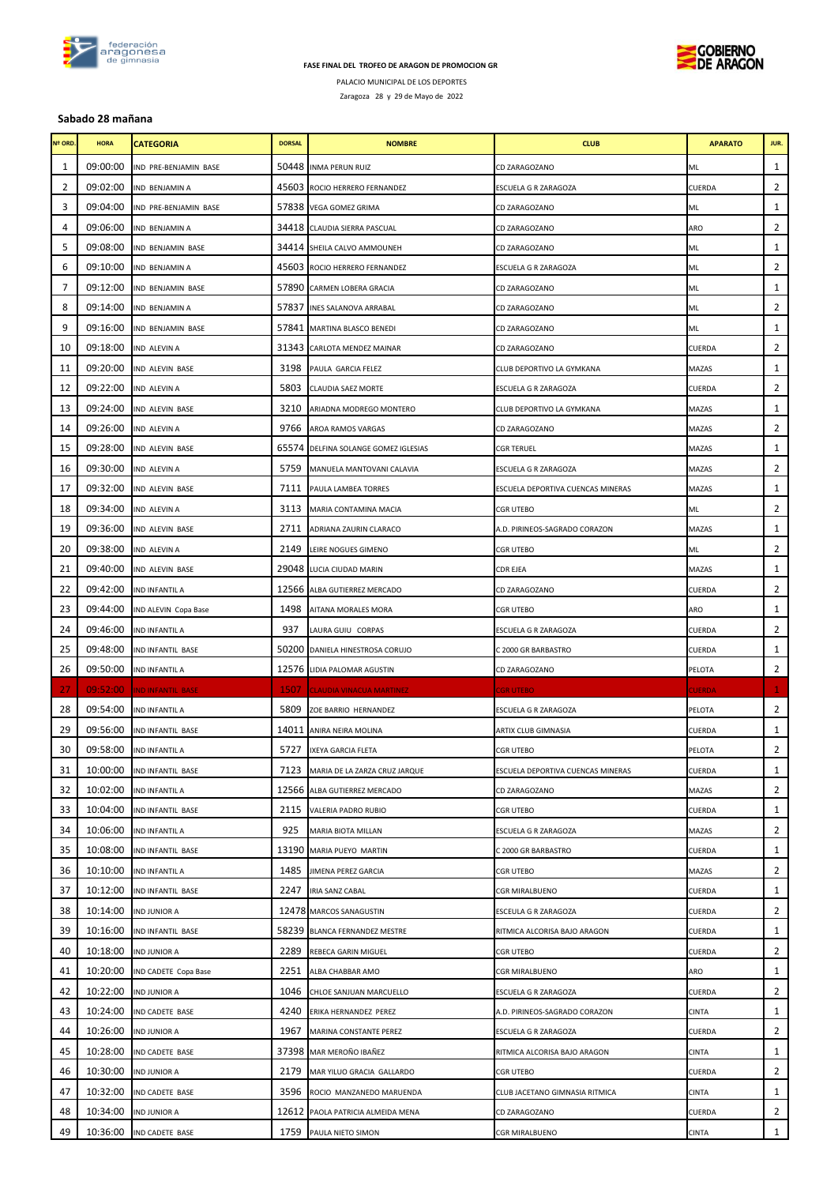**FASE FINAL DEL TROFEO DE ARAGON DE PROMOCION GR**

PALACIO MUNICIPAL DE LOS DEPORTES

Zaragoza 28 y 29 de Mayo de 2022

### Sabado 28 mañana

| Nº ORD. | HORA | CATEGORIA | DORSAL | NOMBRE | CLUB | APARATO | JUR. |
|---|---|---|---|---|---|---|---|
| 1 | 09:00:00 | IND PRE-BENJAMIN BASE | 50448 | INMA PERUN RUIZ | CD ZARAGOZANO | ML | 1 |
| 2 | 09:02:00 | IND BENJAMIN A | 45603 | ROCIO HERRERO FERNANDEZ | ESCUELA G R ZARAGOZA | CUERDA | 2 |
| 3 | 09:04:00 | IND PRE-BENJAMIN BASE | 57838 | VEGA GOMEZ GRIMA | CD ZARAGOZANO | ML | 1 |
| 4 | 09:06:00 | IND BENJAMIN A | 34418 | CLAUDIA SIERRA PASCUAL | CD ZARAGOZANO | ARO | 2 |
| 5 | 09:08:00 | IND BENJAMIN BASE | 34414 | SHEILA CALVO AMMOUNEH | CD ZARAGOZANO | ML | 1 |
| 6 | 09:10:00 | IND BENJAMIN A | 45603 | ROCIO HERRERO FERNANDEZ | ESCUELA G R ZARAGOZA | ML | 2 |
| 7 | 09:12:00 | IND BENJAMIN BASE | 57890 | CARMEN LOBERA GRACIA | CD ZARAGOZANO | ML | 1 |
| 8 | 09:14:00 | IND BENJAMIN A | 57837 | INES SALANOVA ARRABAL | CD ZARAGOZANO | ML | 2 |
| 9 | 09:16:00 | IND BENJAMIN BASE | 57841 | MARTINA BLASCO BENEDI | CD ZARAGOZANO | ML | 1 |
| 10 | 09:18:00 | IND ALEVIN A | 31343 | CARLOTA MENDEZ MAINAR | CD ZARAGOZANO | CUERDA | 2 |
| 11 | 09:20:00 | IND ALEVIN BASE | 3198 | PAULA GARCIA FELEZ | CLUB DEPORTIVO LA GYMKANA | MAZAS | 1 |
| 12 | 09:22:00 | IND ALEVIN A | 5803 | CLAUDIA SAEZ MORTE | ESCUELA G R ZARAGOZA | CUERDA | 2 |
| 13 | 09:24:00 | IND ALEVIN BASE | 3210 | ARIADNA MODREGO MONTERO | CLUB DEPORTIVO LA GYMKANA | MAZAS | 1 |
| 14 | 09:26:00 | IND ALEVIN A | 9766 | AROA RAMOS VARGAS | CD ZARAGOZANO | MAZAS | 2 |
| 15 | 09:28:00 | IND ALEVIN BASE | 65574 | DELFINA SOLANGE GOMEZ IGLESIAS | CGR TERUEL | MAZAS | 1 |
| 16 | 09:30:00 | IND ALEVIN A | 5759 | MANUELA MANTOVANI CALAVIA | ESCUELA G R ZARAGOZA | MAZAS | 2 |
| 17 | 09:32:00 | IND ALEVIN BASE | 7111 | PAULA LAMBEA TORRES | ESCUELA DEPORTIVA CUENCAS MINERAS | MAZAS | 1 |
| 18 | 09:34:00 | IND ALEVIN A | 3113 | MARIA CONTAMINA MACIA | CGR UTEBO | ML | 2 |
| 19 | 09:36:00 | IND ALEVIN BASE | 2711 | ADRIANA ZAURIN CLARACO | A.D. PIRINEOS-SAGRADO CORAZON | MAZAS | 1 |
| 20 | 09:38:00 | IND ALEVIN A | 2149 | LEIRE NOGUES GIMENO | CGR UTEBO | ML | 2 |
| 21 | 09:40:00 | IND ALEVIN BASE | 29048 | LUCIA CIUDAD MARIN | CDR EJEA | MAZAS | 1 |
| 22 | 09:42:00 | IND INFANTIL A | 12566 | ALBA GUTIERREZ MERCADO | CD ZARAGOZANO | CUERDA | 2 |
| 23 | 09:44:00 | IND ALEVIN Copa Base | 1498 | AITANA MORALES MORA | CGR UTEBO | ARO | 1 |
| 24 | 09:46:00 | IND INFANTIL A | 937 | LAURA GUIU CORPAS | ESCUELA G R ZARAGOZA | CUERDA | 2 |
| 25 | 09:48:00 | IND INFANTIL BASE | 50200 | DANIELA HINESTROSA CORUJO | C 2000 GR BARBASTRO | CUERDA | 1 |
| 26 | 09:50:00 | IND INFANTIL A | 12576 | LIDIA PALOMAR AGUSTIN | CD ZARAGOZANO | PELOTA | 2 |
| 27 | 09:52:00 | IND INFANTIL BASE | 1507 | CLAUDIA VINACUA MARTINEZ | CGR UTEBO | CUERDA | 1 |
| 28 | 09:54:00 | IND INFANTIL A | 5809 | ZOE BARRIO HERNANDEZ | ESCUELA G R ZARAGOZA | PELOTA | 2 |
| 29 | 09:56:00 | IND INFANTIL BASE | 14011 | ANIRA NEIRA MOLINA | ARTIX CLUB GIMNASIA | CUERDA | 1 |
| 30 | 09:58:00 | IND INFANTIL A | 5727 | IXEYA GARCIA FLETA | CGR UTEBO | PELOTA | 2 |
| 31 | 10:00:00 | IND INFANTIL BASE | 7123 | MARIA DE LA ZARZA CRUZ JARQUE | ESCUELA DEPORTIVA CUENCAS MINERAS | CUERDA | 1 |
| 32 | 10:02:00 | IND INFANTIL A | 12566 | ALBA GUTIERREZ MERCADO | CD ZARAGOZANO | MAZAS | 2 |
| 33 | 10:04:00 | IND INFANTIL BASE | 2115 | VALERIA PADRO RUBIO | CGR UTEBO | CUERDA | 1 |
| 34 | 10:06:00 | IND INFANTIL A | 925 | MARIA BIOTA MILLAN | ESCUELA G R ZARAGOZA | MAZAS | 2 |
| 35 | 10:08:00 | IND INFANTIL BASE | 13190 | MARIA PUEYO MARTIN | C 2000 GR BARBASTRO | CUERDA | 1 |
| 36 | 10:10:00 | IND INFANTIL A | 1485 | JIMENA PEREZ GARCIA | CGR UTEBO | MAZAS | 2 |
| 37 | 10:12:00 | IND INFANTIL BASE | 2247 | IRIA SANZ CABAL | CGR MIRALBUENO | CUERDA | 1 |
| 38 | 10:14:00 | IND JUNIOR A | 12478 | MARCOS SANAGUSTIN | ESCUELA G R ZARAGOZA | CUERDA | 2 |
| 39 | 10:16:00 | IND INFANTIL BASE | 58239 | BLANCA FERNANDEZ MESTRE | RITMICA ALCORISA BAJO ARAGON | CUERDA | 1 |
| 40 | 10:18:00 | IND JUNIOR A | 2289 | REBECA GARIN MIGUEL | CGR UTEBO | CUERDA | 2 |
| 41 | 10:20:00 | IND CADETE Copa Base | 2251 | ALBA CHABBAR AMO | CGR MIRALBUENO | ARO | 1 |
| 42 | 10:22:00 | IND JUNIOR A | 1046 | CHLOE SANJUAN MARCUELLO | ESCUELA G R ZARAGOZA | CUERDA | 2 |
| 43 | 10:24:00 | IND CADETE BASE | 4240 | ERIKA HERNANDEZ PEREZ | A.D. PIRINEOS-SAGRADO CORAZON | CINTA | 1 |
| 44 | 10:26:00 | IND JUNIOR A | 1967 | MARINA CONSTANTE PEREZ | ESCUELA G R ZARAGOZA | CUERDA | 2 |
| 45 | 10:28:00 | IND CADETE BASE | 37398 | MAR MEROÑO IBAÑEZ | RITMICA ALCORISA BAJO ARAGON | CINTA | 1 |
| 46 | 10:30:00 | IND JUNIOR A | 2179 | MAR YILUO GRACIA GALLARDO | CGR UTEBO | CUERDA | 2 |
| 47 | 10:32:00 | IND CADETE BASE | 3596 | ROCIO MANZANEDO MARUENDA | CLUB JACETANO GIMNASIA RITMICA | CINTA | 1 |
| 48 | 10:34:00 | IND JUNIOR A | 12612 | PAOLA PATRICIA ALMEIDA MENA | CD ZARAGOZANO | CUERDA | 2 |
| 49 | 10:36:00 | IND CADETE BASE | 1759 | PAULA NIETO SIMON | CGR MIRALBUENO | CINTA | 1 |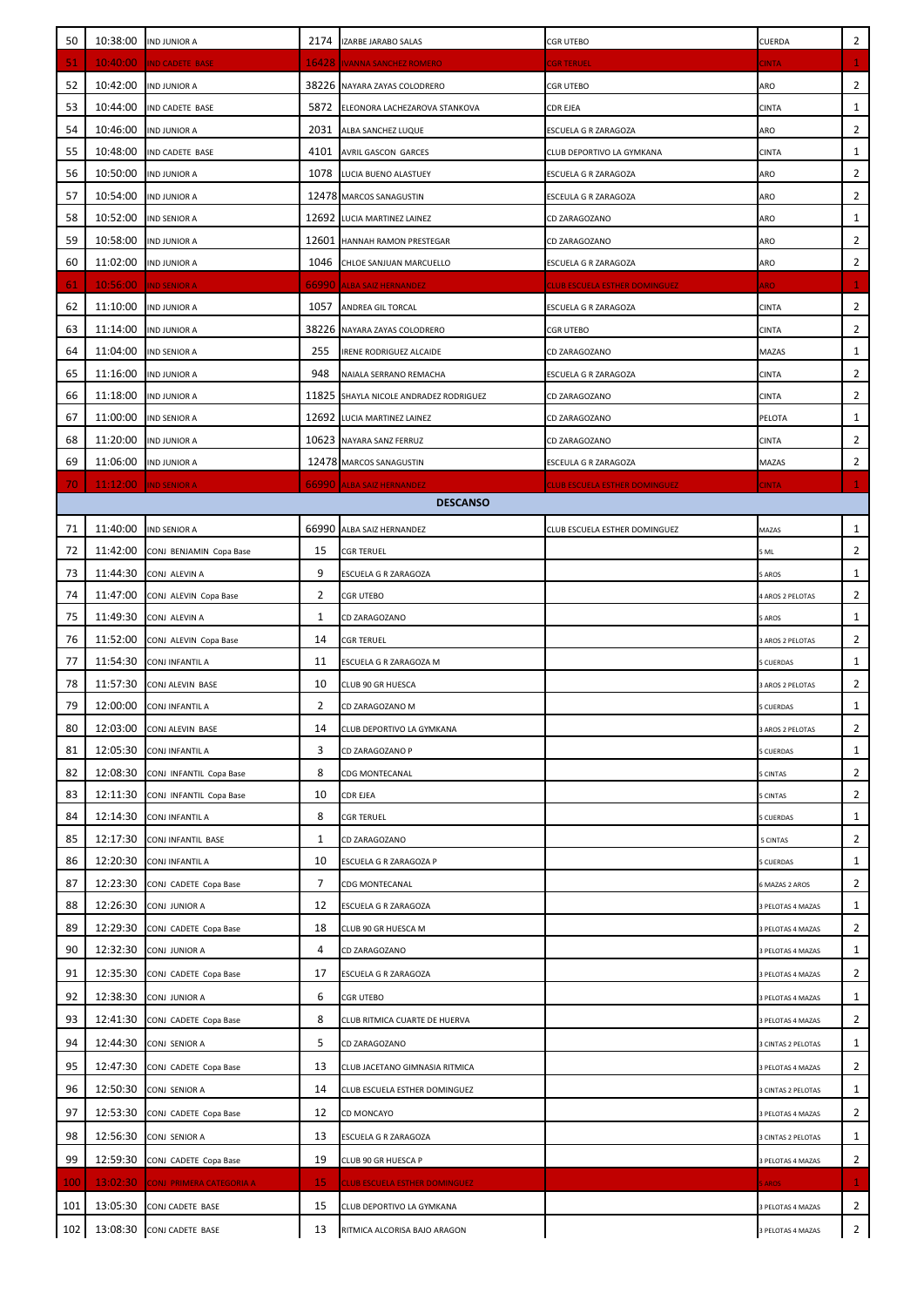| | | | | | | | |
|---|---|---|---|---|---|---|---|
| 50 | 10:38:00 | IND JUNIOR A | 2174 | IZARBE JARABO SALAS | CGR UTEBO | CUERDA | 2 |
| 51 | 10:40:00 | IND CADETE BASE | 16428 | IVANNA SANCHEZ ROMERO | CGR TERUEL | CINTA | 1 |
| 52 | 10:42:00 | IND JUNIOR A | 38226 | NAYARA ZAYAS COLODRERO | CGR UTEBO | ARO | 2 |
| 53 | 10:44:00 | IND CADETE BASE | 5872 | ELEONORA LACHEZAROVA STANKOVA | CDR EJEA | CINTA | 1 |
| 54 | 10:46:00 | IND JUNIOR A | 2031 | ALBA SANCHEZ LUQUE | ESCUELA G R ZARAGOZA | ARO | 2 |
| 55 | 10:48:00 | IND CADETE BASE | 4101 | AVRIL GASCON GARCES | CLUB DEPORTIVO LA GYMKANA | CINTA | 1 |
| 56 | 10:50:00 | IND JUNIOR A | 1078 | LUCIA BUENO ALASTUEY | ESCUELA G R ZARAGOZA | ARO | 2 |
| 57 | 10:54:00 | IND JUNIOR A | 12478 | MARCOS SANAGUSTIN | ESCEULA G R ZARAGOZA | ARO | 2 |
| 58 | 10:52:00 | IND SENIOR A | 12692 | LUCIA MARTINEZ LAINEZ | CD ZARAGOZANO | ARO | 1 |
| 59 | 10:58:00 | IND JUNIOR A | 12601 | HANNAH RAMON PRESTEGAR | CD ZARAGOZANO | ARO | 2 |
| 60 | 11:02:00 | IND JUNIOR A | 1046 | CHLOE SANJUAN MARCUELLO | ESCUELA G R ZARAGOZA | ARO | 2 |
| 61 | 10:56:00 | IND SENIOR A | 66990 | ALBA SAIZ HERNANDEZ | CLUB ESCUELA ESTHER DOMINGUEZ | ARO | 1 |
| 62 | 11:10:00 | IND JUNIOR A | 1057 | ANDREA GIL TORCAL | ESCUELA G R ZARAGOZA | CINTA | 2 |
| 63 | 11:14:00 | IND JUNIOR A | 38226 | NAYARA ZAYAS COLODRERO | CGR UTEBO | CINTA | 2 |
| 64 | 11:04:00 | IND SENIOR A | 255 | IRENE RODRIGUEZ ALCAIDE | CD ZARAGOZANO | MAZAS | 1 |
| 65 | 11:16:00 | IND JUNIOR A | 948 | NAIALA SERRANO REMACHA | ESCUELA G R ZARAGOZA | CINTA | 2 |
| 66 | 11:18:00 | IND JUNIOR A | 11825 | SHAYLA NICOLE ANDRADEZ RODRIGUEZ | CD ZARAGOZANO | CINTA | 2 |
| 67 | 11:00:00 | IND SENIOR A | 12692 | LUCIA MARTINEZ LAINEZ | CD ZARAGOZANO | PELOTA | 1 |
| 68 | 11:20:00 | IND JUNIOR A | 10623 | NAYARA SANZ FERRUZ | CD ZARAGOZANO | CINTA | 2 |
| 69 | 11:06:00 | IND JUNIOR A | 12478 | MARCOS SANAGUSTIN | ESCEULA G R ZARAGOZA | MAZAS | 2 |
| 70 | 11:12:00 | IND SENIOR A | 66990 | ALBA SAIZ HERNANDEZ | CLUB ESCUELA ESTHER DOMINGUEZ | CINTA | 1 |
| | | | | DESCANSO | | | |
| 71 | 11:40:00 | IND SENIOR A | 66990 | ALBA SAIZ HERNANDEZ | CLUB ESCUELA ESTHER DOMINGUEZ | MAZAS | 1 |
| 72 | 11:42:00 | CONJ BENJAMIN Copa Base | 15 | CGR TERUEL | | 5 ML | 2 |
| 73 | 11:44:30 | CONJ ALEVIN A | 9 | ESCUELA G R ZARAGOZA | | 5 AROS | 1 |
| 74 | 11:47:00 | CONJ ALEVIN Copa Base | 2 | CGR UTEBO | | 4 AROS 2 PELOTAS | 2 |
| 75 | 11:49:30 | CONJ ALEVIN A | 1 | CD ZARAGOZANO | | 5 AROS | 1 |
| 76 | 11:52:00 | CONJ ALEVIN Copa Base | 14 | CGR TERUEL | | 3 AROS 2 PELOTAS | 2 |
| 77 | 11:54:30 | CONJ INFANTIL A | 11 | ESCUELA G R ZARAGOZA M | | 5 CUERDAS | 1 |
| 78 | 11:57:30 | CONJ ALEVIN BASE | 10 | CLUB 90 GR HUESCA | | 3 AROS 2 PELOTAS | 2 |
| 79 | 12:00:00 | CONJ INFANTIL A | 2 | CD ZARAGOZANO M | | 5 CUERDAS | 1 |
| 80 | 12:03:00 | CONJ ALEVIN BASE | 14 | CLUB DEPORTIVO LA GYMKANA | | 3 AROS 2 PELOTAS | 2 |
| 81 | 12:05:30 | CONJ INFANTIL A | 3 | CD ZARAGOZANO P | | 5 CUERDAS | 1 |
| 82 | 12:08:30 | CONJ INFANTIL Copa Base | 8 | CDG MONTECANAL | | 5 CINTAS | 2 |
| 83 | 12:11:30 | CONJ INFANTIL Copa Base | 10 | CDR EJEA | | 5 CINTAS | 2 |
| 84 | 12:14:30 | CONJ INFANTIL A | 8 | CGR TERUEL | | 5 CUERDAS | 1 |
| 85 | 12:17:30 | CONJ INFANTIL BASE | 1 | CD ZARAGOZANO | | 5 CINTAS | 2 |
| 86 | 12:20:30 | CONJ INFANTIL A | 10 | ESCUELA G R ZARAGOZA P | | 5 CUERDAS | 1 |
| 87 | 12:23:30 | CONJ CADETE Copa Base | 7 | CDG MONTECANAL | | 6 MAZAS 2 AROS | 2 |
| 88 | 12:26:30 | CONJ JUNIOR A | 12 | ESCUELA G R ZARAGOZA | | 3 PELOTAS 4 MAZAS | 1 |
| 89 | 12:29:30 | CONJ CADETE Copa Base | 18 | CLUB 90 GR HUESCA M | | 3 PELOTAS 4 MAZAS | 2 |
| 90 | 12:32:30 | CONJ JUNIOR A | 4 | CD ZARAGOZANO | | 3 PELOTAS 4 MAZAS | 1 |
| 91 | 12:35:30 | CONJ CADETE Copa Base | 17 | ESCUELA G R ZARAGOZA | | 3 PELOTAS 4 MAZAS | 2 |
| 92 | 12:38:30 | CONJ JUNIOR A | 6 | CGR UTEBO | | 3 PELOTAS 4 MAZAS | 1 |
| 93 | 12:41:30 | CONJ CADETE Copa Base | 8 | CLUB RITMICA CUARTE DE HUERVA | | 3 PELOTAS 4 MAZAS | 2 |
| 94 | 12:44:30 | CONJ SENIOR A | 5 | CD ZARAGOZANO | | 3 CINTAS 2 PELOTAS | 1 |
| 95 | 12:47:30 | CONJ CADETE Copa Base | 13 | CLUB JACETANO GIMNASIA RITMICA | | 3 PELOTAS 4 MAZAS | 2 |
| 96 | 12:50:30 | CONJ SENIOR A | 14 | CLUB ESCUELA ESTHER DOMINGUEZ | | 3 CINTAS 2 PELOTAS | 1 |
| 97 | 12:53:30 | CONJ CADETE Copa Base | 12 | CD MONCAYO | | 3 PELOTAS 4 MAZAS | 2 |
| 98 | 12:56:30 | CONJ SENIOR A | 13 | ESCUELA G R ZARAGOZA | | 3 CINTAS 2 PELOTAS | 1 |
| 99 | 12:59:30 | CONJ CADETE Copa Base | 19 | CLUB 90 GR HUESCA P | | 3 PELOTAS 4 MAZAS | 2 |
| 100 | 13:02:30 | CONJ PRIMERA CATEGORIA A | 15 | CLUB ESCUELA ESTHER DOMINGUEZ | | 5 AROS | 1 |
| 101 | 13:05:30 | CONJ CADETE BASE | 15 | CLUB DEPORTIVO LA GYMKANA | | 3 PELOTAS 4 MAZAS | 2 |
| 102 | 13:08:30 | CONJ CADETE BASE | 13 | RITMICA ALCORISA BAJO ARAGON | | 3 PELOTAS 4 MAZAS | 2 |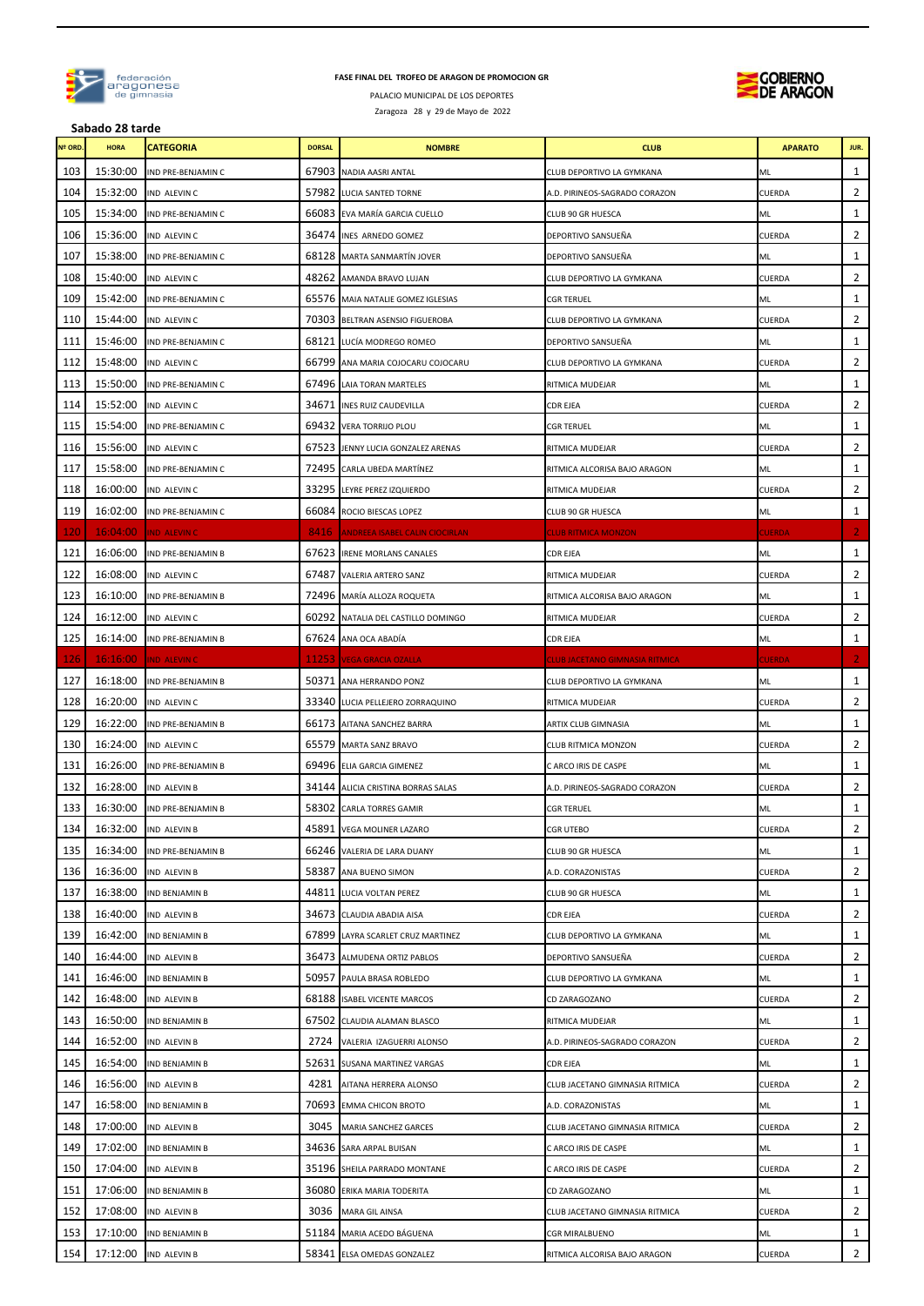**FASE FINAL DEL TROFEO DE ARAGON DE PROMOCION GR**

PALACIO MUNICIPAL DE LOS DEPORTES

Zaragoza 28 y 29 de Mayo de 2022

**Sabado 28 tarde**

| Nº ORD. | HORA | CATEGORIA | DORSAL | NOMBRE | CLUB | APARATO | JUR. |
|---|---|---|---|---|---|---|---|
| 103 | 15:30:00 | IND PRE-BENJAMIN C | 67903 | NADIA AASRI ANTAL | CLUB DEPORTIVO LA GYMKANA | ML | 1 |
| 104 | 15:32:00 | IND ALEVIN C | 57982 | LUCIA SANTED TORNE | A.D. PIRINEOS-SAGRADO CORAZON | CUERDA | 2 |
| 105 | 15:34:00 | IND PRE-BENJAMIN C | 66083 | EVA MARÍA GARCIA CUELLO | CLUB 90 GR HUESCA | ML | 1 |
| 106 | 15:36:00 | IND ALEVIN C | 36474 | INES ARNEDO GOMEZ | DEPORTIVO SANSUEÑA | CUERDA | 2 |
| 107 | 15:38:00 | IND PRE-BENJAMIN C | 68128 | MARTA SANMARTÍN JOVER | DEPORTIVO SANSUEÑA | ML | 1 |
| 108 | 15:40:00 | IND ALEVIN C | 48262 | AMANDA BRAVO LUJAN | CLUB DEPORTIVO LA GYMKANA | CUERDA | 2 |
| 109 | 15:42:00 | IND PRE-BENJAMIN C | 65576 | MAIA NATALIE GOMEZ IGLESIAS | CGR TERUEL | ML | 1 |
| 110 | 15:44:00 | IND ALEVIN C | 70303 | BELTRAN ASENSIO FIGUEROBA | CLUB DEPORTIVO LA GYMKANA | CUERDA | 2 |
| 111 | 15:46:00 | IND PRE-BENJAMIN C | 68121 | LUCÍA MODREGO ROMEO | DEPORTIVO SANSUEÑA | ML | 1 |
| 112 | 15:48:00 | IND ALEVIN C | 66799 | ANA MARIA COJOCARU COJOCARU | CLUB DEPORTIVO LA GYMKANA | CUERDA | 2 |
| 113 | 15:50:00 | IND PRE-BENJAMIN C | 67496 | LAIA TORAN MARTELES | RITMICA MUDEJAR | ML | 1 |
| 114 | 15:52:00 | IND ALEVIN C | 34671 | INES RUIZ CAUDEVILLA | CDR EJEA | CUERDA | 2 |
| 115 | 15:54:00 | IND PRE-BENJAMIN C | 69432 | VERA TORRIJO PLOU | CGR TERUEL | ML | 1 |
| 116 | 15:56:00 | IND ALEVIN C | 67523 | JENNY LUCIA GONZALEZ ARENAS | RITMICA MUDEJAR | CUERDA | 2 |
| 117 | 15:58:00 | IND PRE-BENJAMIN C | 72495 | CARLA UBEDA MARTÍNEZ | RITMICA ALCORISA BAJO ARAGON | ML | 1 |
| 118 | 16:00:00 | IND ALEVIN C | 33295 | LEYRE PEREZ IZQUIERDO | RITMICA MUDEJAR | CUERDA | 2 |
| 119 | 16:02:00 | IND PRE-BENJAMIN C | 66084 | ROCIO BIESCAS LOPEZ | CLUB 90 GR HUESCA | ML | 1 |
| 120 | 16:04:00 | IND ALEVIN C | 8416 | ANDREEA ISABEL CALIN CIOCIRLAN | CLUB RITMICA MONZON | CUERDA | 2 |
| 121 | 16:06:00 | IND PRE-BENJAMIN B | 67623 | IRENE MORLANS CANALES | CDR EJEA | ML | 1 |
| 122 | 16:08:00 | IND ALEVIN C | 67487 | VALERIA ARTERO SANZ | RITMICA MUDEJAR | CUERDA | 2 |
| 123 | 16:10:00 | IND PRE-BENJAMIN B | 72496 | MARÍA ALLOZA ROQUETA | RITMICA ALCORISA BAJO ARAGON | ML | 1 |
| 124 | 16:12:00 | IND ALEVIN C | 60292 | NATALIA DEL CASTILLO DOMINGO | RITMICA MUDEJAR | CUERDA | 2 |
| 125 | 16:14:00 | IND PRE-BENJAMIN B | 67624 | ANA OCA ABADÍA | CDR EJEA | ML | 1 |
| 126 | 16:16:00 | IND ALEVIN C | 11253 | VEGA GRACIA OZALLA | CLUB JACETANO GIMNASIA RITMICA | CUERDA | 2 |
| 127 | 16:18:00 | IND PRE-BENJAMIN B | 50371 | ANA HERRANDO PONZ | CLUB DEPORTIVO LA GYMKANA | ML | 1 |
| 128 | 16:20:00 | IND ALEVIN C | 33340 | LUCIA PELLEJERO ZORRAQUINO | RITMICA MUDEJAR | CUERDA | 2 |
| 129 | 16:22:00 | IND PRE-BENJAMIN B | 66173 | AITANA SANCHEZ BARRA | ARTIX CLUB GIMNASIA | ML | 1 |
| 130 | 16:24:00 | IND ALEVIN C | 65579 | MARTA SANZ BRAVO | CLUB RITMICA MONZON | CUERDA | 2 |
| 131 | 16:26:00 | IND PRE-BENJAMIN B | 69496 | ELIA GARCIA GIMENEZ | C ARCO IRIS DE CASPE | ML | 1 |
| 132 | 16:28:00 | IND ALEVIN B | 34144 | ALICIA CRISTINA BORRAS SALAS | A.D. PIRINEOS-SAGRADO CORAZON | CUERDA | 2 |
| 133 | 16:30:00 | IND PRE-BENJAMIN B | 58302 | CARLA TORRES GAMIR | CGR TERUEL | ML | 1 |
| 134 | 16:32:00 | IND ALEVIN B | 45891 | VEGA MOLINER LAZARO | CGR UTEBO | CUERDA | 2 |
| 135 | 16:34:00 | IND PRE-BENJAMIN B | 66246 | VALERIA DE LARA DUANY | CLUB 90 GR HUESCA | ML | 1 |
| 136 | 16:36:00 | IND ALEVIN B | 58387 | ANA BUENO SIMON | A.D. CORAZONISTAS | CUERDA | 2 |
| 137 | 16:38:00 | IND BENJAMIN B | 44811 | LUCIA VOLTAN PEREZ | CLUB 90 GR HUESCA | ML | 1 |
| 138 | 16:40:00 | IND ALEVIN B | 34673 | CLAUDIA ABADIA AISA | CDR EJEA | CUERDA | 2 |
| 139 | 16:42:00 | IND BENJAMIN B | 67899 | LAYRA SCARLET CRUZ MARTINEZ | CLUB DEPORTIVO LA GYMKANA | ML | 1 |
| 140 | 16:44:00 | IND ALEVIN B | 36473 | ALMUDENA ORTIZ PABLOS | DEPORTIVO SANSUEÑA | CUERDA | 2 |
| 141 | 16:46:00 | IND BENJAMIN B | 50957 | PAULA BRASA ROBLEDO | CLUB DEPORTIVO LA GYMKANA | ML | 1 |
| 142 | 16:48:00 | IND ALEVIN B | 68188 | ISABEL VICENTE MARCOS | CD ZARAGOZANO | CUERDA | 2 |
| 143 | 16:50:00 | IND BENJAMIN B | 67502 | CLAUDIA ALAMAN BLASCO | RITMICA MUDEJAR | ML | 1 |
| 144 | 16:52:00 | IND ALEVIN B | 2724 | VALERIA IZAGUERRI ALONSO | A.D. PIRINEOS-SAGRADO CORAZON | CUERDA | 2 |
| 145 | 16:54:00 | IND BENJAMIN B | 52631 | SUSANA MARTINEZ VARGAS | CDR EJEA | ML | 1 |
| 146 | 16:56:00 | IND ALEVIN B | 4281 | AITANA HERRERA ALONSO | CLUB JACETANO GIMNASIA RITMICA | CUERDA | 2 |
| 147 | 16:58:00 | IND BENJAMIN B | 70693 | EMMA CHICON BROTO | A.D. CORAZONISTAS | ML | 1 |
| 148 | 17:00:00 | IND ALEVIN B | 3045 | MARIA SANCHEZ GARCES | CLUB JACETANO GIMNASIA RITMICA | CUERDA | 2 |
| 149 | 17:02:00 | IND BENJAMIN B | 34636 | SARA ARPAL BUISAN | C ARCO IRIS DE CASPE | ML | 1 |
| 150 | 17:04:00 | IND ALEVIN B | 35196 | SHEILA PARRADO MONTANE | C ARCO IRIS DE CASPE | CUERDA | 2 |
| 151 | 17:06:00 | IND BENJAMIN B | 36080 | ERIKA MARIA TODERITA | CD ZARAGOZANO | ML | 1 |
| 152 | 17:08:00 | IND ALEVIN B | 3036 | MARA GIL AINSA | CLUB JACETANO GIMNASIA RITMICA | CUERDA | 2 |
| 153 | 17:10:00 | IND BENJAMIN B | 51184 | MARIA ACEDO BÁGUENA | CGR MIRALBUENO | ML | 1 |
| 154 | 17:12:00 | IND ALEVIN B | 58341 | ELSA OMEDAS GONZALEZ | RITMICA ALCORISA BAJO ARAGON | CUERDA | 2 |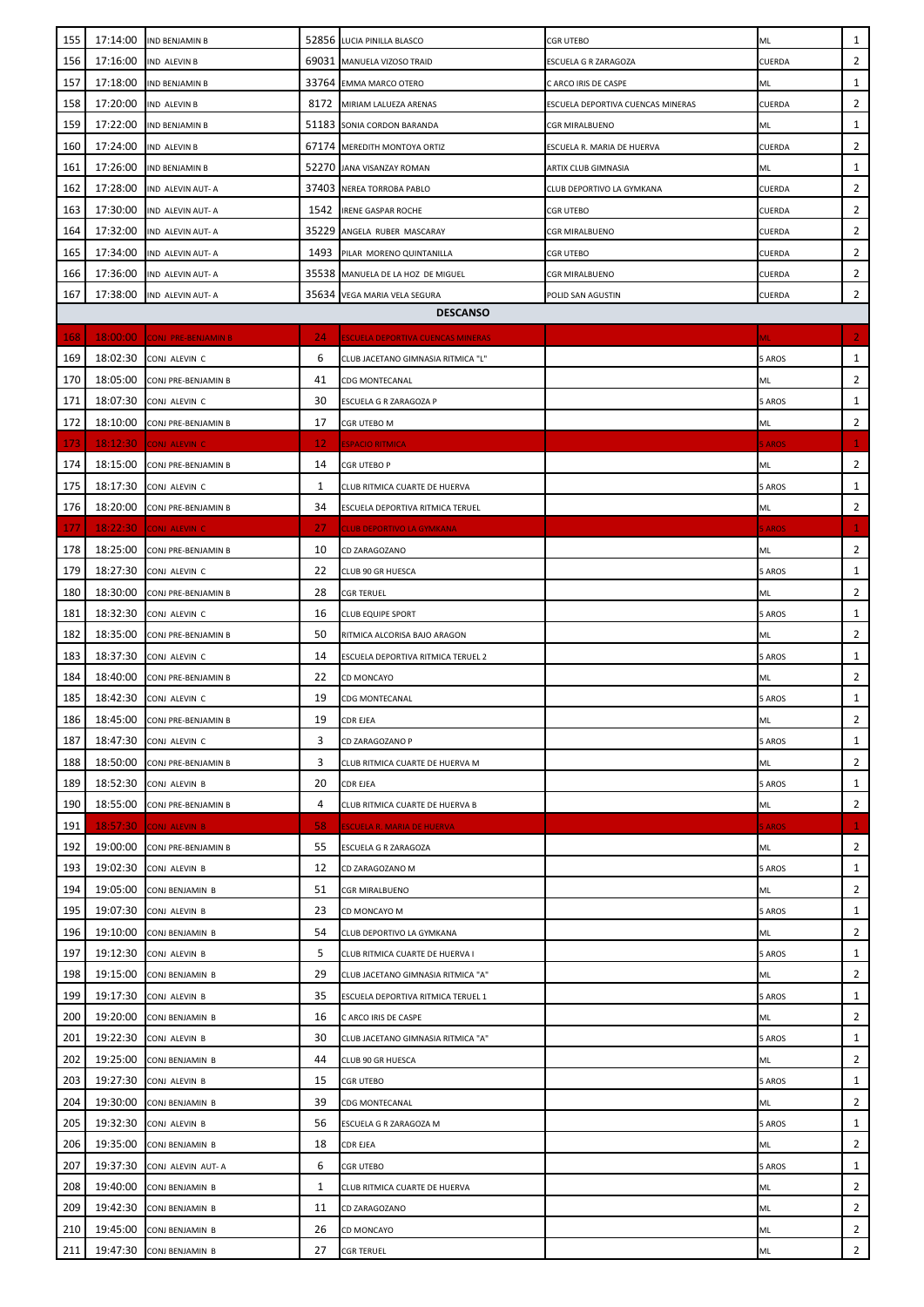| | | | | | | | |
|---|---|---|---|---|---|---|---|
| 155 | 17:14:00 | IND BENJAMIN B | 52856 | LUCIA PINILLA BLASCO | CGR UTEBO | ML | 1 |
| 156 | 17:16:00 | IND ALEVIN B | 69031 | MANUELA VIZOSO TRAID | ESCUELA G R ZARAGOZA | CUERDA | 2 |
| 157 | 17:18:00 | IND BENJAMIN B | 33764 | EMMA MARCO OTERO | C ARCO IRIS DE CASPE | ML | 1 |
| 158 | 17:20:00 | IND ALEVIN B | 8172 | MIRIAM LALUEZA ARENAS | ESCUELA DEPORTIVA CUENCAS MINERAS | CUERDA | 2 |
| 159 | 17:22:00 | IND BENJAMIN B | 51183 | SONIA CORDON BARANDA | CGR MIRALBUENO | ML | 1 |
| 160 | 17:24:00 | IND ALEVIN B | 67174 | MEREDITH MONTOYA ORTIZ | ESCUELA R. MARIA DE HUERVA | CUERDA | 2 |
| 161 | 17:26:00 | IND BENJAMIN B | 52270 | JANA VISANZAY ROMAN | ARTIX CLUB GIMNASIA | ML | 1 |
| 162 | 17:28:00 | IND ALEVIN AUT- A | 37403 | NEREA TORROBA PABLO | CLUB DEPORTIVO LA GYMKANA | CUERDA | 2 |
| 163 | 17:30:00 | IND ALEVIN AUT- A | 1542 | IRENE GASPAR ROCHE | CGR UTEBO | CUERDA | 2 |
| 164 | 17:32:00 | IND ALEVIN AUT- A | 35229 | ANGELA RUBER MASCARAY | CGR MIRALBUENO | CUERDA | 2 |
| 165 | 17:34:00 | IND ALEVIN AUT- A | 1493 | PILAR MORENO QUINTANILLA | CGR UTEBO | CUERDA | 2 |
| 166 | 17:36:00 | IND ALEVIN AUT- A | 35538 | MANUELA DE LA HOZ DE MIGUEL | CGR MIRALBUENO | CUERDA | 2 |
| 167 | 17:38:00 | IND ALEVIN AUT- A | 35634 | VEGA MARIA VELA SEGURA | POLID SAN AGUSTIN | CUERDA | 2 |
| | | | | **DESCANSO** | | | |
| 168 | 18:00:00 | CONJ PRE-BENJAMIN B | 24 | ESCUELA DEPORTIVA CUENCAS MINERAS | | ML | 2 |
| 169 | 18:02:30 | CONJ ALEVIN C | 6 | CLUB JACETANO GIMNASIA RITMICA "L" | | 5 AROS | 1 |
| 170 | 18:05:00 | CONJ PRE-BENJAMIN B | 41 | CDG MONTECANAL | | ML | 2 |
| 171 | 18:07:30 | CONJ ALEVIN C | 30 | ESCUELA G R ZARAGOZA P | | 5 AROS | 1 |
| 172 | 18:10:00 | CONJ PRE-BENJAMIN B | 17 | CGR UTEBO M | | ML | 2 |
| 173 | 18:12:30 | CONJ ALEVIN C | 12 | ESPACIO RITMICA | | 5 AROS | 1 |
| 174 | 18:15:00 | CONJ PRE-BENJAMIN B | 14 | CGR UTEBO P | | ML | 2 |
| 175 | 18:17:30 | CONJ ALEVIN C | 1 | CLUB RITMICA CUARTE DE HUERVA | | 5 AROS | 1 |
| 176 | 18:20:00 | CONJ PRE-BENJAMIN B | 34 | ESCUELA DEPORTIVA RITMICA TERUEL | | ML | 2 |
| 177 | 18:22:30 | CONJ ALEVIN C | 27 | CLUB DEPORTIVO LA GYMKANA | | 5 AROS | 1 |
| 178 | 18:25:00 | CONJ PRE-BENJAMIN B | 10 | CD ZARAGOZANO | | ML | 2 |
| 179 | 18:27:30 | CONJ ALEVIN C | 22 | CLUB 90 GR HUESCA | | 5 AROS | 1 |
| 180 | 18:30:00 | CONJ PRE-BENJAMIN B | 28 | CGR TERUEL | | ML | 2 |
| 181 | 18:32:30 | CONJ ALEVIN C | 16 | CLUB EQUIPE SPORT | | 5 AROS | 1 |
| 182 | 18:35:00 | CONJ PRE-BENJAMIN B | 50 | RITMICA ALCORISA BAJO ARAGON | | ML | 2 |
| 183 | 18:37:30 | CONJ ALEVIN C | 14 | ESCUELA DEPORTIVA RITMICA TERUEL 2 | | 5 AROS | 1 |
| 184 | 18:40:00 | CONJ PRE-BENJAMIN B | 22 | CD MONCAYO | | ML | 2 |
| 185 | 18:42:30 | CONJ ALEVIN C | 19 | CDG MONTECANAL | | 5 AROS | 1 |
| 186 | 18:45:00 | CONJ PRE-BENJAMIN B | 19 | CDR EJEA | | ML | 2 |
| 187 | 18:47:30 | CONJ ALEVIN C | 3 | CD ZARAGOZANO P | | 5 AROS | 1 |
| 188 | 18:50:00 | CONJ PRE-BENJAMIN B | 3 | CLUB RITMICA CUARTE DE HUERVA M | | ML | 2 |
| 189 | 18:52:30 | CONJ ALEVIN B | 20 | CDR EJEA | | 5 AROS | 1 |
| 190 | 18:55:00 | CONJ PRE-BENJAMIN B | 4 | CLUB RITMICA CUARTE DE HUERVA B | | ML | 2 |
| 191 | 18:57:30 | CONJ ALEVIN B | 58 | ESCUELA R. MARIA DE HUERVA | | 5 AROS | 1 |
| 192 | 19:00:00 | CONJ PRE-BENJAMIN B | 55 | ESCUELA G R ZARAGOZA | | ML | 2 |
| 193 | 19:02:30 | CONJ ALEVIN B | 12 | CD ZARAGOZANO M | | 5 AROS | 1 |
| 194 | 19:05:00 | CONJ BENJAMIN B | 51 | CGR MIRALBUENO | | ML | 2 |
| 195 | 19:07:30 | CONJ ALEVIN B | 23 | CD MONCAYO M | | 5 AROS | 1 |
| 196 | 19:10:00 | CONJ BENJAMIN B | 54 | CLUB DEPORTIVO LA GYMKANA | | ML | 2 |
| 197 | 19:12:30 | CONJ ALEVIN B | 5 | CLUB RITMICA CUARTE DE HUERVA I | | 5 AROS | 1 |
| 198 | 19:15:00 | CONJ BENJAMIN B | 29 | CLUB JACETANO GIMNASIA RITMICA "A" | | ML | 2 |
| 199 | 19:17:30 | CONJ ALEVIN B | 35 | ESCUELA DEPORTIVA RITMICA TERUEL 1 | | 5 AROS | 1 |
| 200 | 19:20:00 | CONJ BENJAMIN B | 16 | C ARCO IRIS DE CASPE | | ML | 2 |
| 201 | 19:22:30 | CONJ ALEVIN B | 30 | CLUB JACETANO GIMNASIA RITMICA "A" | | 5 AROS | 1 |
| 202 | 19:25:00 | CONJ BENJAMIN B | 44 | CLUB 90 GR HUESCA | | ML | 2 |
| 203 | 19:27:30 | CONJ ALEVIN B | 15 | CGR UTEBO | | 5 AROS | 1 |
| 204 | 19:30:00 | CONJ BENJAMIN B | 39 | CDG MONTECANAL | | ML | 2 |
| 205 | 19:32:30 | CONJ ALEVIN B | 56 | ESCUELA G R ZARAGOZA M | | 5 AROS | 1 |
| 206 | 19:35:00 | CONJ BENJAMIN B | 18 | CDR EJEA | | ML | 2 |
| 207 | 19:37:30 | CONJ ALEVIN AUT- A | 6 | CGR UTEBO | | 5 AROS | 1 |
| 208 | 19:40:00 | CONJ BENJAMIN B | 1 | CLUB RITMICA CUARTE DE HUERVA | | ML | 2 |
| 209 | 19:42:30 | CONJ BENJAMIN B | 11 | CD ZARAGOZANO | | ML | 2 |
| 210 | 19:45:00 | CONJ BENJAMIN B | 26 | CD MONCAYO | | ML | 2 |
| 211 | 19:47:30 | CONJ BENJAMIN B | 27 | CGR TERUEL | | ML | 2 |